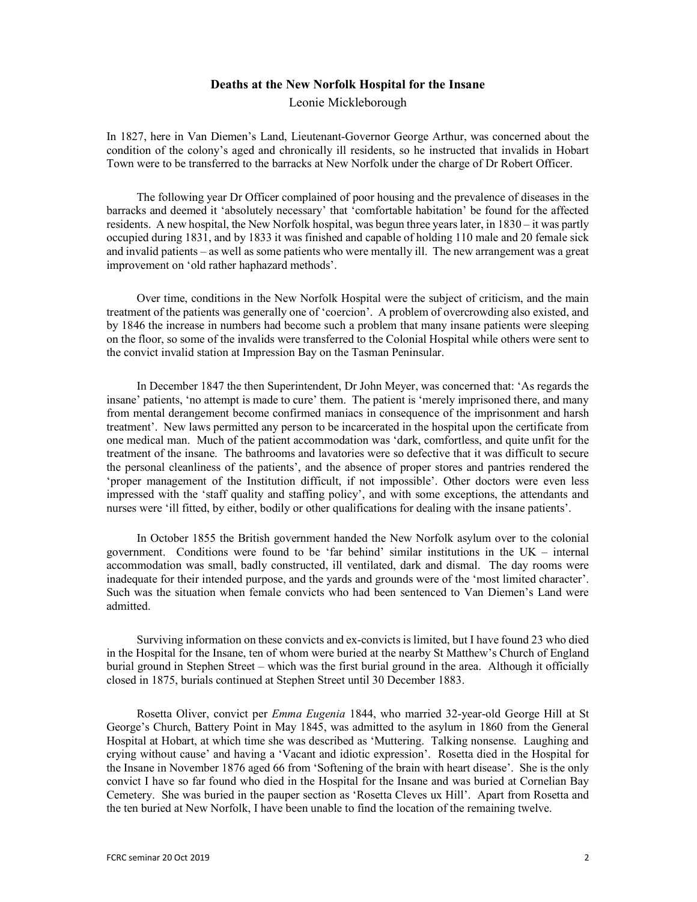**Deaths at the New Norfolk Hospital for the Insane**

Leonie Mickleborough

In 1827, here in Van Diemen's Land, Lieutenant-Governor George Arthur, was concerned about the condition of the colony's aged and chronically ill residents, so he instructed that invalids in Hobart Town were to be transferred to the barracks at New Norfolk under the charge of Dr Robert Officer.

The following year Dr Officer complained of poor housing and the prevalence of diseases in the barracks and deemed it 'absolutely necessary' that 'comfortable habitation' be found for the affected residents. A new hospital, the New Norfolk hospital, was begun three years later, in 1830 – it was partly occupied during 1831, and by 1833 it was finished and capable of holding 110 male and 20 female sick and invalid patients – as well as some patients who were mentally ill. The new arrangement was a great improvement on 'old rather haphazard methods'.

Over time, conditions in the New Norfolk Hospital were the subject of criticism, and the main treatment of the patients was generally one of 'coercion'. A problem of overcrowding also existed, and by 1846 the increase in numbers had become such a problem that many insane patients were sleeping on the floor, so some of the invalids were transferred to the Colonial Hospital while others were sent to the convict invalid station at Impression Bay on the Tasman Peninsular.

In December 1847 the then Superintendent, Dr John Meyer, was concerned that: 'As regards the insane' patients, 'no attempt is made to cure' them. The patient is 'merely imprisoned there, and many from mental derangement become confirmed maniacs in consequence of the imprisonment and harsh treatment'. New laws permitted any person to be incarcerated in the hospital upon the certificate from one medical man. Much of the patient accommodation was 'dark, comfortless, and quite unfit for the treatment of the insane. The bathrooms and lavatories were so defective that it was difficult to secure the personal cleanliness of the patients', and the absence of proper stores and pantries rendered the 'proper management of the Institution difficult, if not impossible'. Other doctors were even less impressed with the 'staff quality and staffing policy', and with some exceptions, the attendants and nurses were 'ill fitted, by either, bodily or other qualifications for dealing with the insane patients'.

In October 1855 the British government handed the New Norfolk asylum over to the colonial government. Conditions were found to be 'far behind' similar institutions in the UK – internal accommodation was small, badly constructed, ill ventilated, dark and dismal. The day rooms were inadequate for their intended purpose, and the yards and grounds were of the 'most limited character'. Such was the situation when female convicts who had been sentenced to Van Diemen's Land were admitted.

Surviving information on these convicts and ex-convicts is limited, but I have found 23 who died in the Hospital for the Insane, ten of whom were buried at the nearby St Matthew's Church of England burial ground in Stephen Street – which was the first burial ground in the area. Although it officially closed in 1875, burials continued at Stephen Street until 30 December 1883.

Rosetta Oliver, convict per *Emma Eugenia* 1844, who married 32-year-old George Hill at St George's Church, Battery Point in May 1845, was admitted to the asylum in 1860 from the General Hospital at Hobart, at which time she was described as 'Muttering. Talking nonsense. Laughing and crying without cause' and having a 'Vacant and idiotic expression'. Rosetta died in the Hospital for the Insane in November 1876 aged 66 from 'Softening of the brain with heart disease'. She is the only convict I have so far found who died in the Hospital for the Insane and was buried at Cornelian Bay Cemetery. She was buried in the pauper section as 'Rosetta Cleves ux Hill'. Apart from Rosetta and the ten buried at New Norfolk, I have been unable to find the location of the remaining twelve.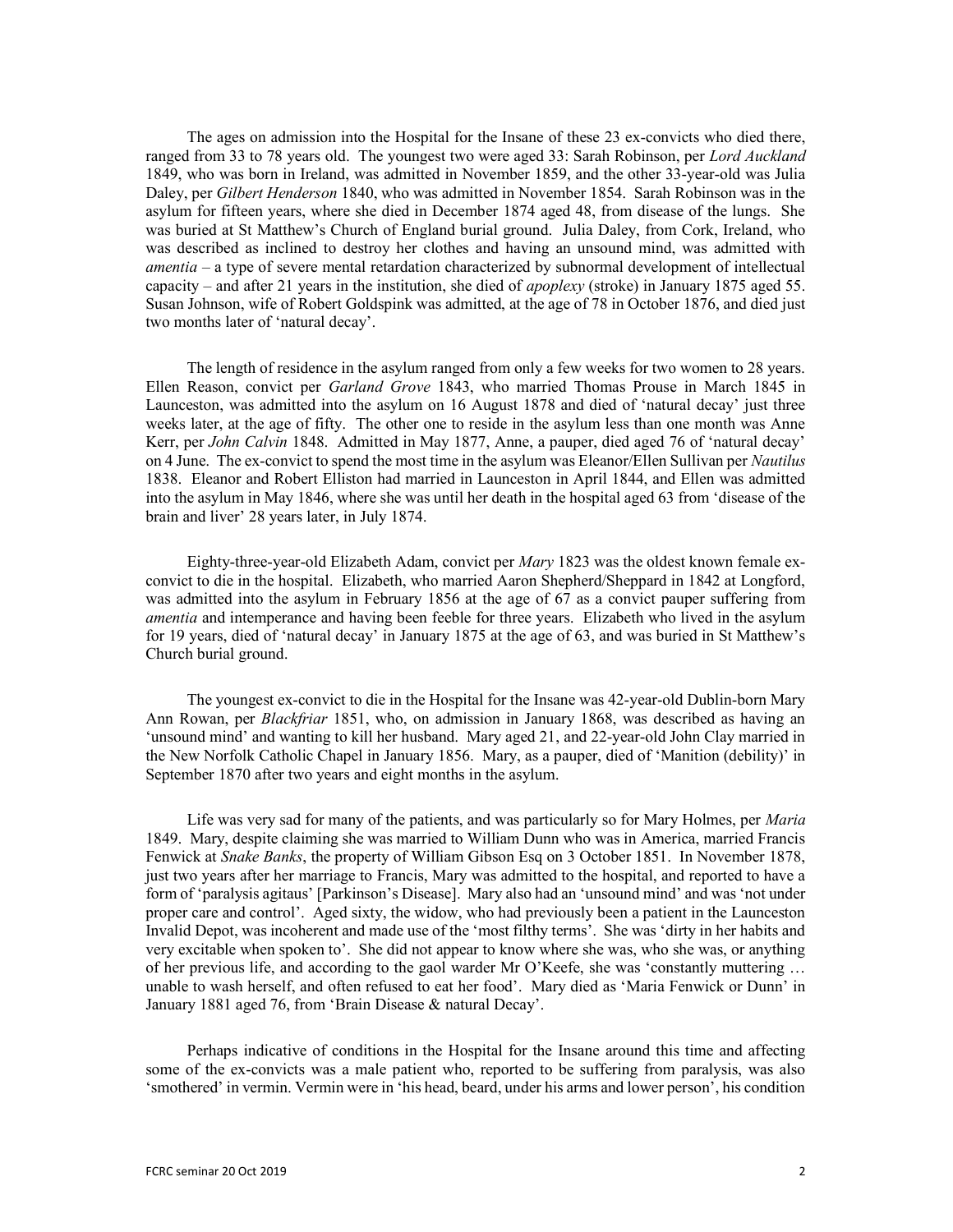The ages on admission into the Hospital for the Insane of these 23 ex-convicts who died there, ranged from 33 to 78 years old. The youngest two were aged 33: Sarah Robinson, per *Lord Auckland* 1849, who was born in Ireland, was admitted in November 1859, and the other 33-year-old was Julia Daley, per *Gilbert Henderson* 1840, who was admitted in November 1854. Sarah Robinson was in the asylum for fifteen years, where she died in December 1874 aged 48, from disease of the lungs. She was buried at St Matthew's Church of England burial ground. Julia Daley, from Cork, Ireland, who was described as inclined to destroy her clothes and having an unsound mind, was admitted with *amentia* – a type of severe mental retardation characterized by subnormal development of intellectual capacity – and after 21 years in the institution, she died of *apoplexy* (stroke) in January 1875 aged 55. Susan Johnson, wife of Robert Goldspink was admitted, at the age of 78 in October 1876, and died just two months later of 'natural decay'.

The length of residence in the asylum ranged from only a few weeks for two women to 28 years. Ellen Reason, convict per *Garland Grove* 1843, who married Thomas Prouse in March 1845 in Launceston, was admitted into the asylum on 16 August 1878 and died of 'natural decay' just three weeks later, at the age of fifty. The other one to reside in the asylum less than one month was Anne Kerr, per *John Calvin* 1848. Admitted in May 1877, Anne, a pauper, died aged 76 of 'natural decay' on 4 June. The ex-convict to spend the most time in the asylum was Eleanor/Ellen Sullivan per *Nautilus* 1838. Eleanor and Robert Elliston had married in Launceston in April 1844, and Ellen was admitted into the asylum in May 1846, where she was until her death in the hospital aged 63 from 'disease of the brain and liver' 28 years later, in July 1874.

Eighty-three-year-old Elizabeth Adam, convict per *Mary* 1823 was the oldest known female ex-convict to die in the hospital. Elizabeth, who married Aaron Shepherd/Sheppard in 1842 at Longford, was admitted into the asylum in February 1856 at the age of 67 as a convict pauper suffering from *amentia* and intemperance and having been feeble for three years. Elizabeth who lived in the asylum for 19 years, died of 'natural decay' in January 1875 at the age of 63, and was buried in St Matthew's Church burial ground.

The youngest ex-convict to die in the Hospital for the Insane was 42-year-old Dublin-born Mary Ann Rowan, per *Blackfriar* 1851, who, on admission in January 1868, was described as having an 'unsound mind' and wanting to kill her husband. Mary aged 21, and 22-year-old John Clay married in the New Norfolk Catholic Chapel in January 1856. Mary, as a pauper, died of 'Manition (debility)' in September 1870 after two years and eight months in the asylum.

Life was very sad for many of the patients, and was particularly so for Mary Holmes, per *Maria* 1849. Mary, despite claiming she was married to William Dunn who was in America, married Francis Fenwick at *Snake Banks*, the property of William Gibson Esq on 3 October 1851. In November 1878, just two years after her marriage to Francis, Mary was admitted to the hospital, and reported to have a form of 'paralysis agitaus' [Parkinson's Disease]. Mary also had an 'unsound mind' and was 'not under proper care and control'. Aged sixty, the widow, who had previously been a patient in the Launceston Invalid Depot, was incoherent and made use of the 'most filthy terms'. She was 'dirty in her habits and very excitable when spoken to'. She did not appear to know where she was, who she was, or anything of her previous life, and according to the gaol warder Mr O'Keefe, she was 'constantly muttering … unable to wash herself, and often refused to eat her food'. Mary died as 'Maria Fenwick or Dunn' in January 1881 aged 76, from 'Brain Disease & natural Decay'.

Perhaps indicative of conditions in the Hospital for the Insane around this time and affecting some of the ex-convicts was a male patient who, reported to be suffering from paralysis, was also 'smothered' in vermin. Vermin were in 'his head, beard, under his arms and lower person', his condition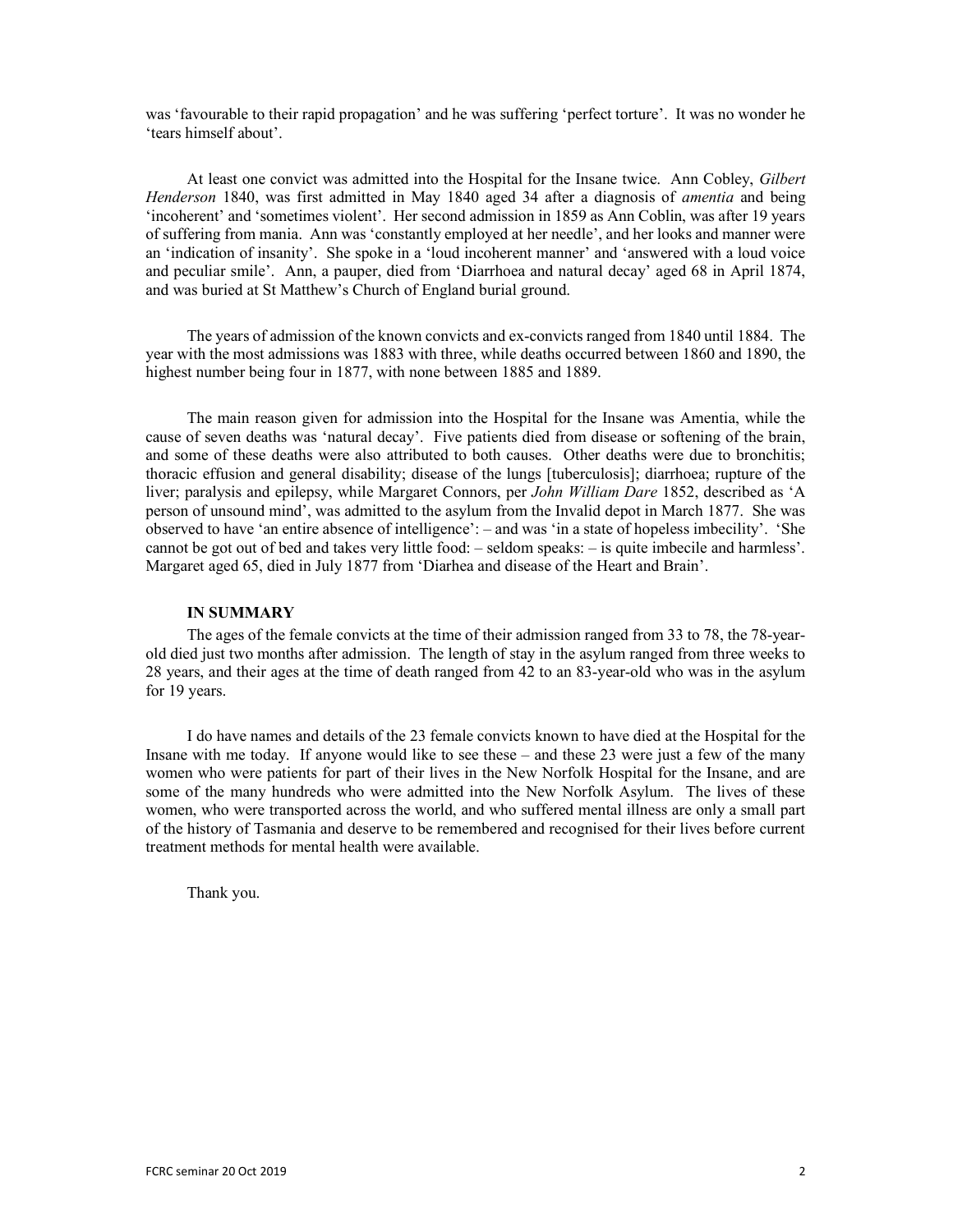was 'favourable to their rapid propagation' and he was suffering 'perfect torture'. It was no wonder he 'tears himself about'.

At least one convict was admitted into the Hospital for the Insane twice. Ann Cobley, *Gilbert Henderson* 1840, was first admitted in May 1840 aged 34 after a diagnosis of *amentia* and being 'incoherent' and 'sometimes violent'. Her second admission in 1859 as Ann Coblin, was after 19 years of suffering from mania. Ann was 'constantly employed at her needle', and her looks and manner were an 'indication of insanity'. She spoke in a 'loud incoherent manner' and 'answered with a loud voice and peculiar smile'. Ann, a pauper, died from 'Diarrhoea and natural decay' aged 68 in April 1874, and was buried at St Matthew's Church of England burial ground.

The years of admission of the known convicts and ex-convicts ranged from 1840 until 1884. The year with the most admissions was 1883 with three, while deaths occurred between 1860 and 1890, the highest number being four in 1877, with none between 1885 and 1889.

The main reason given for admission into the Hospital for the Insane was Amentia, while the cause of seven deaths was 'natural decay'. Five patients died from disease or softening of the brain, and some of these deaths were also attributed to both causes. Other deaths were due to bronchitis; thoracic effusion and general disability; disease of the lungs [tuberculosis]; diarrhoea; rupture of the liver; paralysis and epilepsy, while Margaret Connors, per *John William Dare* 1852, described as 'A person of unsound mind', was admitted to the asylum from the Invalid depot in March 1877. She was observed to have 'an entire absence of intelligence': – and was 'in a state of hopeless imbecility'. 'She cannot be got out of bed and takes very little food: – seldom speaks: – is quite imbecile and harmless'. Margaret aged 65, died in July 1877 from 'Diarhea and disease of the Heart and Brain'.

### IN SUMMARY

The ages of the female convicts at the time of their admission ranged from 33 to 78, the 78-year-old died just two months after admission. The length of stay in the asylum ranged from three weeks to 28 years, and their ages at the time of death ranged from 42 to an 83-year-old who was in the asylum for 19 years.

I do have names and details of the 23 female convicts known to have died at the Hospital for the Insane with me today. If anyone would like to see these – and these 23 were just a few of the many women who were patients for part of their lives in the New Norfolk Hospital for the Insane, and are some of the many hundreds who were admitted into the New Norfolk Asylum. The lives of these women, who were transported across the world, and who suffered mental illness are only a small part of the history of Tasmania and deserve to be remembered and recognised for their lives before current treatment methods for mental health were available.

Thank you.